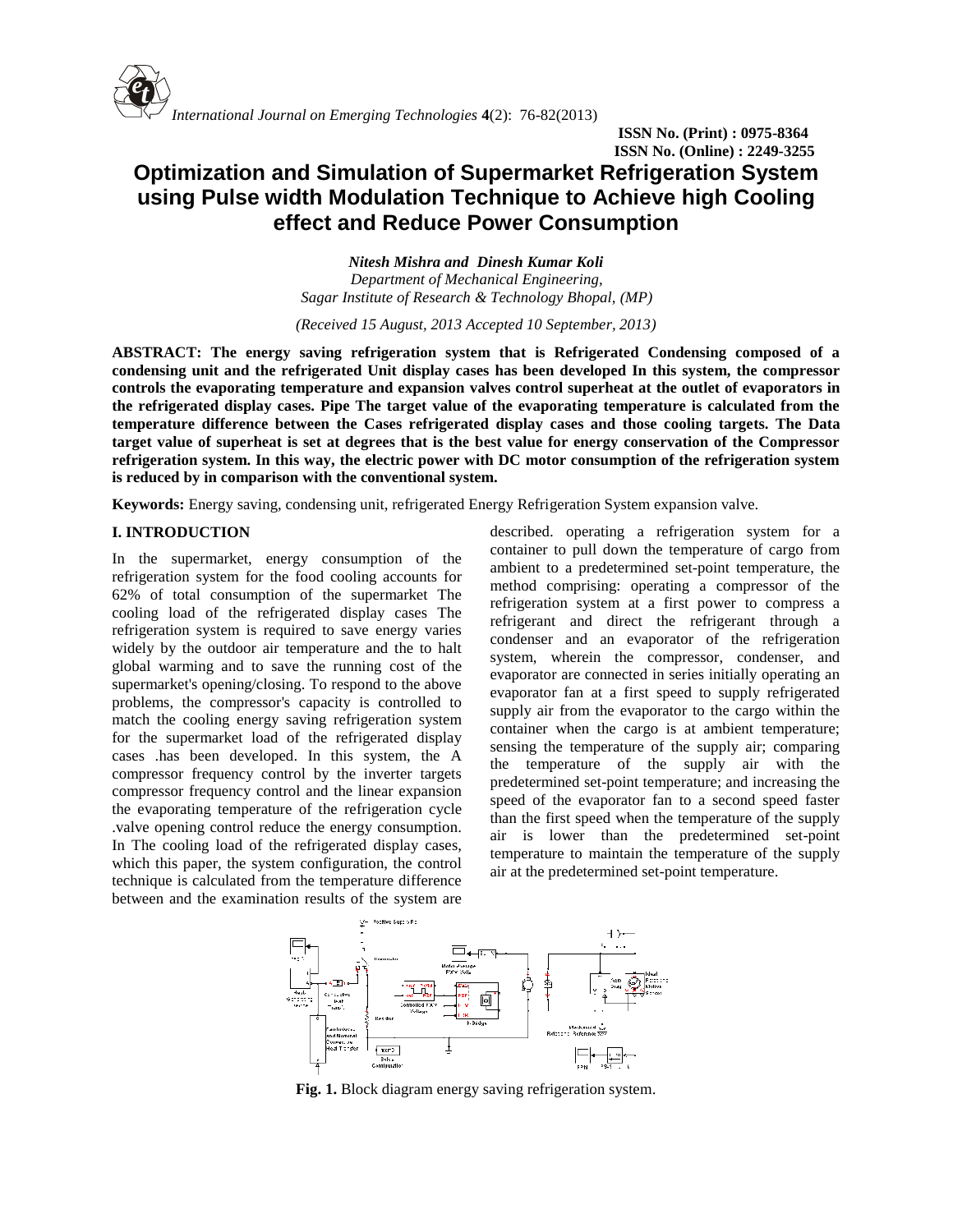# Optimization and Simulation of Supermarket Refrigeration System using Pulse width Modulation Technique to Achieve high Cooling effect and Reduce Power Consumption

***Nitesh Mishra and Dinesh Kumar Koli***

*Department of Mechanical Engineering,*
*Sagar Institute of Research & Technology Bhopal, (MP)*

*(Received 15 August, 2013 Accepted 10 September, 2013)*

**ABSTRACT: The energy saving refrigeration system that is Refrigerated Condensing composed of a condensing unit and the refrigerated Unit display cases has been developed In this system, the compressor controls the evaporating temperature and expansion valves control superheat at the outlet of evaporators in the refrigerated display cases. Pipe The target value of the evaporating temperature is calculated from the temperature difference between the Cases refrigerated display cases and those cooling targets. The Data target value of superheat is set at degrees that is the best value for energy conservation of the Compressor refrigeration system. In this way, the electric power with DC motor consumption of the refrigeration system is reduced by in comparison with the conventional system.**

**Keywords:** Energy saving, condensing unit, refrigerated Energy Refrigeration System expansion valve.

## I. INTRODUCTION

In the supermarket, energy consumption of the refrigeration system for the food cooling accounts for 62% of total consumption of the supermarket The cooling load of the refrigerated display cases The refrigeration system is required to save energy varies widely by the outdoor air temperature and the to halt global warming and to save the running cost of the supermarket's opening/closing. To respond to the above problems, the compressor's capacity is controlled to match the cooling energy saving refrigeration system for the supermarket load of the refrigerated display cases .has been developed. In this system, the A compressor frequency control by the inverter targets compressor frequency control and the linear expansion the evaporating temperature of the refrigeration cycle .valve opening control reduce the energy consumption. In The cooling load of the refrigerated display cases, which this paper, the system configuration, the control technique is calculated from the temperature difference between and the examination results of the system are described. operating a refrigeration system for a container to pull down the temperature of cargo from ambient to a predetermined set-point temperature, the method comprising: operating a compressor of the refrigeration system at a first power to compress a refrigerant and direct the refrigerant through a condenser and an evaporator of the refrigeration system, wherein the compressor, condenser, and evaporator are connected in series initially operating an evaporator fan at a first speed to supply refrigerated supply air from the evaporator to the cargo within the container when the cargo is at ambient temperature; sensing the temperature of the supply air; comparing the temperature of the supply air with the predetermined set-point temperature; and increasing the speed of the evaporator fan to a second speed faster than the first speed when the temperature of the supply air is lower than the predetermined set-point temperature to maintain the temperature of the supply air at the predetermined set-point temperature.

**Fig. 1.** Block diagram energy saving refrigeration system.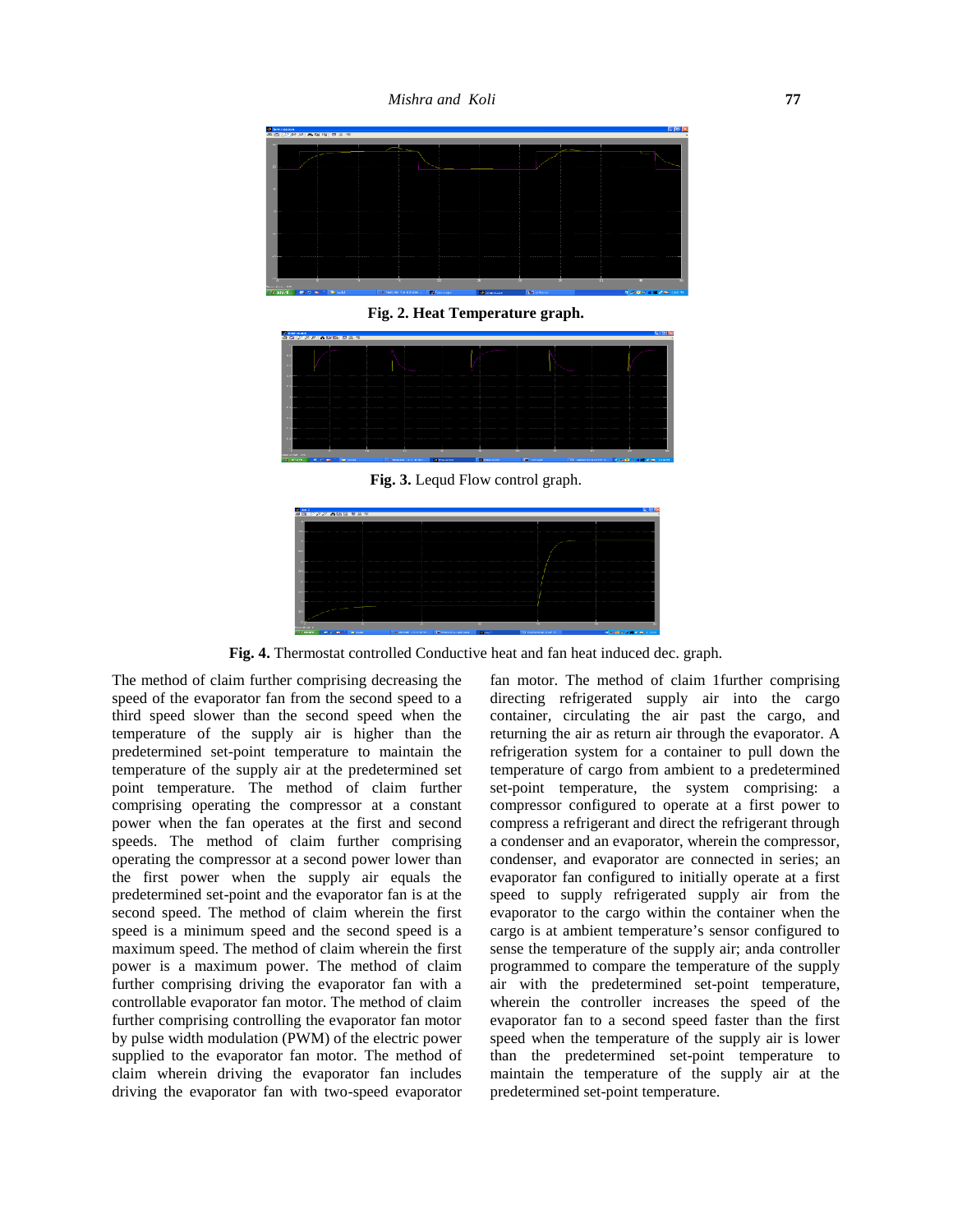**Fig. 2. Heat Temperature graph.**

**Fig. 3.** Lequd Flow control graph.

**Fig. 4.** Thermostat controlled Conductive heat and fan heat induced dec. graph.

The method of claim further comprising decreasing the speed of the evaporator fan from the second speed to a third speed slower than the second speed when the temperature of the supply air is higher than the predetermined set-point temperature to maintain the temperature of the supply air at the predetermined set point temperature. The method of claim further comprising operating the compressor at a constant power when the fan operates at the first and second speeds. The method of claim further comprising operating the compressor at a second power lower than the first power when the supply air equals the predetermined set-point and the evaporator fan is at the second speed. The method of claim wherein the first speed is a minimum speed and the second speed is a maximum speed. The method of claim wherein the first power is a maximum power. The method of claim further comprising driving the evaporator fan with a controllable evaporator fan motor. The method of claim further comprising controlling the evaporator fan motor by pulse width modulation (PWM) of the electric power supplied to the evaporator fan motor. The method of claim wherein driving the evaporator fan includes driving the evaporator fan with two-speed evaporator fan motor. The method of claim 1further comprising directing refrigerated supply air into the cargo container, circulating the supply air past the cargo, and returning the air as return air through the evaporator. A refrigeration system for a container to pull down the temperature of cargo from ambient to a predetermined set-point temperature, the system comprising: a compressor configured to operate at a first power to compress a refrigerant and direct the refrigerant through a condenser and an evaporator, wherein the compressor, condenser, and evaporator are connected in series; an evaporator fan configured to initially operate at a first speed to supply refrigerated supply air from the evaporator to the cargo within the container when the cargo is at ambient temperature's sensor configured to sense the temperature of the supply air; anda controller programmed to compare the temperature of the supply air with the predetermined set-point temperature, wherein the controller increases the speed of the evaporator fan to a second speed faster than the first speed when the temperature of the supply air is lower than the predetermined set-point temperature to maintain the temperature of the supply air at the predetermined set-point temperature.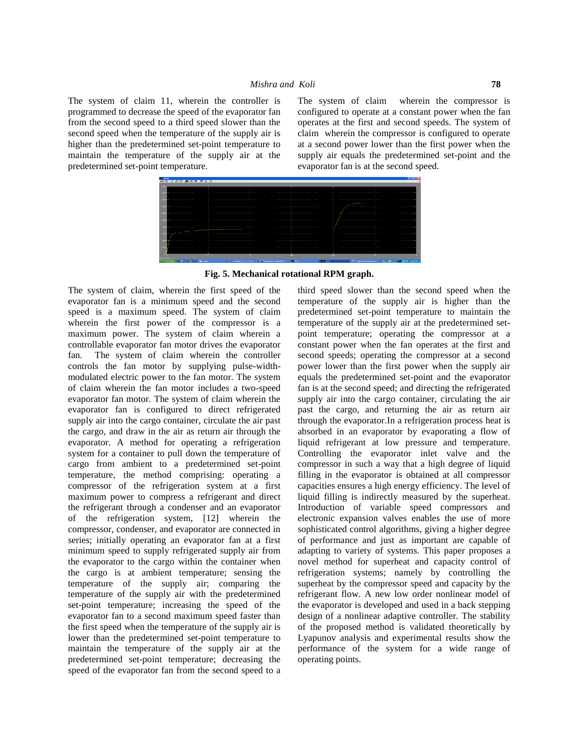The system of claim 11, wherein the controller is programmed to decrease the speed of the evaporator fan from the second speed to a third speed slower than the second speed when the temperature of the supply air is higher than the predetermined set-point temperature to maintain the temperature of the supply air at the predetermined set-point temperature.

The system of claim wherein the compressor is configured to operate at a constant power when the fan operates at the first and second speeds. The system of claim wherein the compressor is configured to operate at a second power lower than the first power when the supply air equals the predetermined set-point and the evaporator fan is at the second speed.

**Fig. 5. Mechanical rotational RPM graph.**

The system of claim, wherein the first speed of the evaporator fan is a minimum speed and the second speed is a maximum speed. The system of claim wherein the first power of the compressor is a maximum power. The system of claim wherein a controllable evaporator fan motor drives the evaporator fan. The system of claim wherein the controller controls the fan motor by supplying pulse-width-modulated electric power to the fan motor. The system of claim wherein the fan motor includes a two-speed evaporator fan motor. The system of claim wherein the evaporator fan is configured to direct refrigerated supply air into the cargo container, circulate the air past the cargo, and draw in the air as return air through the evaporator. A method for operating a refrigeration system for a container to pull down the temperature of cargo from ambient to a predetermined set-point temperature, the method comprising: operating a compressor of the refrigeration system at a first maximum power to compress a refrigerant and direct the refrigerant through a condenser and an evaporator of the refrigeration system, [12] wherein the compressor, condenser, and evaporator are connected in series; initially operating an evaporator fan at a first minimum speed to supply refrigerated supply air from the evaporator to the cargo within the container when the cargo is at ambient temperature; sensing the temperature of the supply air; comparing the temperature of the supply air with the predetermined set-point temperature; increasing the speed of the evaporator fan to a second maximum speed faster than the first speed when the temperature of the supply air is lower than the predetermined set-point temperature to maintain the temperature of the supply air at the predetermined set-point temperature; decreasing the speed of the evaporator fan from the second speed to a third speed slower than the second speed when the temperature of the supply air is higher than the predetermined set-point temperature to maintain the temperature of the supply air at the predetermined set-point temperature; operating the compressor at a constant power when the fan operates at the first and second speeds; operating the compressor at a second power lower than the first power when the supply air equals the predetermined set-point and the evaporator fan is at the second speed; and directing the refrigerated supply air into the cargo container, circulating the air past the cargo, and returning the air as return air through the evaporator.In a refrigeration process heat is absorbed in an evaporator by evaporating a flow of liquid refrigerant at low pressure and temperature. Controlling the evaporator inlet valve and the compressor in such a way that a high degree of liquid filling in the evaporator is obtained at all compressor capacities ensures a high energy efficiency. The level of liquid filling is indirectly measured by the superheat. Introduction of variable speed compressors and electronic expansion valves enables the use of more sophisticated control algorithms, giving a higher degree of performance and just as important are capable of adapting to variety of systems. This paper proposes a novel method for superheat and capacity control of refrigeration systems; namely by controlling the superheat by the compressor speed and capacity by the refrigerant flow. A new low order nonlinear model of the evaporator is developed and used in a back stepping design of a nonlinear adaptive controller. The stability of the proposed method is validated theoretically by Lyapunov analysis and experimental results show the performance of the system for a wide range of operating points.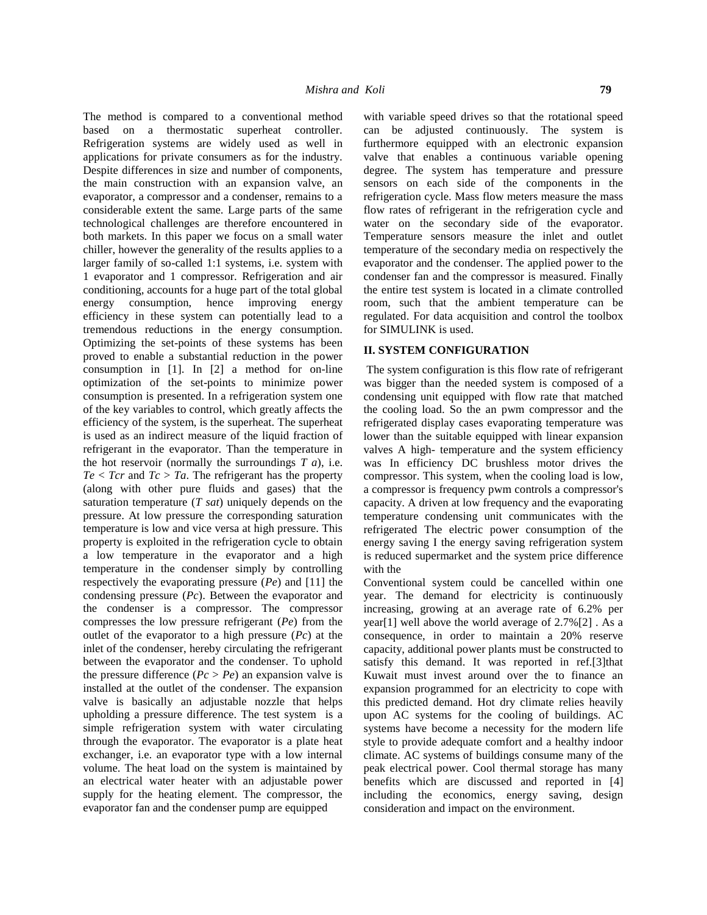The method is compared to a conventional method based on a thermostatic superheat controller. Refrigeration systems are widely used as well in applications for private consumers as for the industry. Despite differences in size and number of components, the main construction with an expansion valve, an evaporator, a compressor and a condenser, remains to a considerable extent the same. Large parts of the same technological challenges are therefore encountered in both markets. In this paper we focus on a small water chiller, however the generality of the results applies to a larger family of so-called 1:1 systems, i.e. system with 1 evaporator and 1 compressor. Refrigeration and air conditioning, accounts for a huge part of the total global energy consumption, hence improving energy efficiency in these system can potentially lead to a tremendous reductions in the energy consumption. Optimizing the set-points of these systems has been proved to enable a substantial reduction in the power consumption in [1]. In [2] a method for on-line optimization of the set-points to minimize power consumption is presented. In a refrigeration system one of the key variables to control, which greatly affects the efficiency of the system, is the superheat. The superheat is used as an indirect measure of the liquid fraction of refrigerant in the evaporator. Than the temperature in the hot reservoir (normally the surroundings $T_a$), i.e. $T_e < T_{cr}$ and $T_c > T_a$. The refrigerant has the property (along with other pure fluids and gases) that the saturation temperature ($T_{sat}$) uniquely depends on the pressure. At low pressure the corresponding saturation temperature is low and vice versa at high pressure. This property is exploited in the refrigeration cycle to obtain a low temperature in the evaporator and a high temperature in the condenser simply by controlling respectively the evaporating pressure ($P_e$) and [11] the condensing pressure ($P_c$). Between the evaporator and the condenser is a compressor. The compressor compresses the low pressure refrigerant ($P_e$) from the outlet of the evaporator to a high pressure ($P_c$) at the inlet of the condenser, hereby circulating the refrigerant between the evaporator and the condenser. To uphold the pressure difference ($P_c > P_e$) an expansion valve is installed at the outlet of the condenser. The expansion valve is basically an adjustable nozzle that helps upholding a pressure difference. The test system is a simple refrigeration system with water circulating through the evaporator. The evaporator is a plate heat exchanger, i.e. an evaporator type with a low internal volume. The heat load on the system is maintained by an electrical water heater with an adjustable power supply for the heating element. The compressor, the evaporator fan and the condenser pump are equipped with variable speed drives so that the rotational speed can be adjusted continuously. The system is furthermore equipped with an electronic expansion valve that enables a continuous variable opening degree. The system has temperature and pressure sensors on each side of the components in the refrigeration cycle. Mass flow meters measure the mass flow rates of refrigerant in the refrigeration cycle and water on the secondary side of the evaporator. Temperature sensors measure the inlet and outlet temperature of the secondary media on respectively the evaporator and the condenser. The applied power to the condenser fan and the compressor is measured. Finally the entire test system is located in a climate controlled room, such that the ambient temperature can be regulated. For data acquisition and control the toolbox for SIMULINK is used.

## II. SYSTEM CONFIGURATION

The system configuration is this flow rate of refrigerant was bigger than the needed system is composed of a condensing unit equipped with flow rate that matched the cooling load. So the an pwm compressor and the refrigerated display cases evaporating temperature was lower than the suitable equipped with linear expansion valves A high- temperature and the system efficiency was In efficiency DC brushless motor drives the compressor. This system, when the cooling load is low, a compressor is frequency pwm controls a compressor's capacity. A driven at low frequency and the evaporating temperature condensing unit communicates with the refrigerated The electric power consumption of the energy saving I the energy saving refrigeration system is reduced supermarket and the system price difference with the

Conventional system could be cancelled within one year. The demand for electricity is continuously increasing, growing at an average rate of 6.2% per year[1] well above the world average of 2.7%[2] . As a consequence, in order to maintain a 20% reserve capacity, additional power plants must be constructed to satisfy this demand. It was reported in ref.[3]that Kuwait must invest around over the to finance an expansion programmed for an electricity to cope with this predicted demand. Hot dry climate relies heavily upon AC systems for the cooling of buildings. AC systems have become a necessity for the modern life style to provide adequate comfort and a healthy indoor climate. AC systems of buildings consume many of the peak electrical power. Cool thermal storage has many benefits which are discussed and reported in [4] including the economics, energy saving, design consideration and impact on the environment.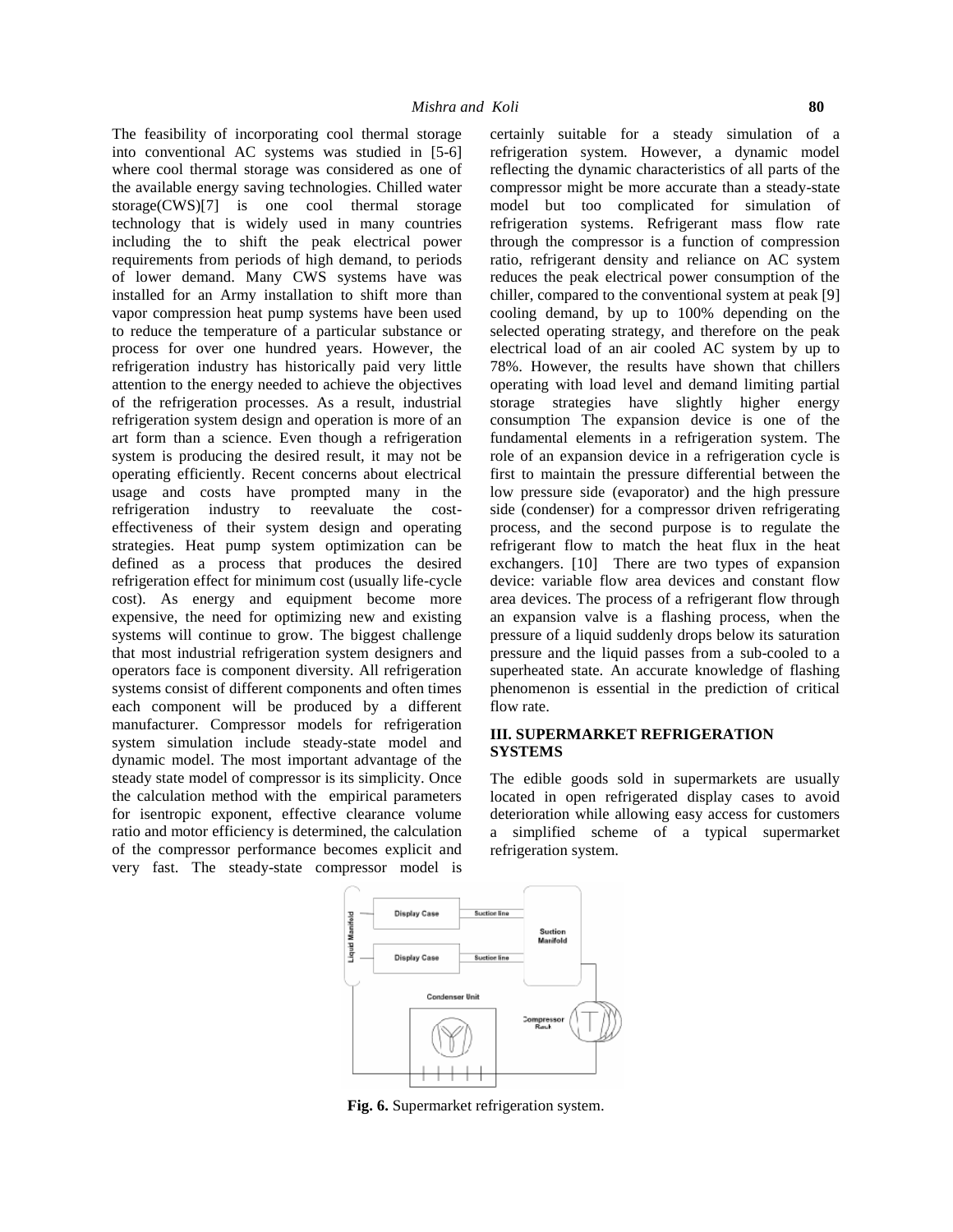The feasibility of incorporating cool thermal storage into conventional AC systems was studied in [5-6] where cool thermal storage was considered as one of the available energy saving technologies. Chilled water storage(CWS)[7] is one cool thermal storage technology that is widely used in many countries including the to shift the peak electrical power requirements from periods of high demand, to periods of lower demand. Many CWS systems have was installed for an Army installation to shift more than vapor compression heat pump systems have been used to reduce the temperature of a particular substance or process for over one hundred years. However, the refrigeration industry has historically paid very little attention to the energy needed to achieve the objectives of the refrigeration processes. As a result, industrial refrigeration system design and operation is more of an art form than a science. Even though a refrigeration system is producing the desired result, it may not be operating efficiently. Recent concerns about electrical usage and costs have prompted many in the refrigeration industry to reevaluate the cost-effectiveness of their system design and operating strategies. Heat pump system optimization can be defined as a process that produces the desired refrigeration effect for minimum cost (usually life-cycle cost). As energy and equipment become more expensive, the need for optimizing new and existing systems will continue to grow. The biggest challenge that most industrial refrigeration system designers and operators face is component diversity. All refrigeration systems consist of different components and often times each component will be produced by a different manufacturer. Compressor models for refrigeration system simulation include steady-state model and dynamic model. The most important advantage of the steady state model of compressor is its simplicity. Once the calculation method with the empirical parameters for isentropic exponent, effective clearance volume ratio and motor efficiency is determined, the calculation of the compressor performance becomes explicit and very fast. The steady-state compressor model is certainly suitable for a steady simulation of a refrigeration system. However, a dynamic model reflecting the dynamic characteristics of all parts of the compressor might be more accurate than a steady-state model but too complicated for simulation of refrigeration systems. Refrigerant mass flow rate through the compressor is a function of compression ratio, refrigerant density and reliance on AC system reduces the peak electrical power consumption of the chiller, compared to the conventional system at peak [9] cooling demand, by up to 100% depending on the selected operating strategy, and therefore on the peak electrical load of an air cooled AC system by up to 78%. However, the results have shown that chillers operating with load level and demand limiting partial storage strategies have slightly higher energy consumption The expansion device is one of the fundamental elements in a refrigeration system. The role of an expansion device in a refrigeration cycle is first to maintain the pressure differential between the low pressure side (evaporator) and the high pressure side (condenser) for a compressor driven refrigerating process, and the second purpose is to regulate the refrigerant flow to match the heat flux in the heat exchangers. [10] There are two types of expansion device: variable flow area devices and constant flow area devices. The process of a refrigerant flow through an expansion valve is a flashing process, when the pressure of a liquid suddenly drops below its saturation pressure and the liquid passes from a sub-cooled to a superheated state. An accurate knowledge of flashing phenomenon is essential in the prediction of critical flow rate.

## III. SUPERMARKET REFRIGERATION SYSTEMS

The edible goods sold in supermarkets are usually located in open refrigerated display cases to avoid deterioration while allowing easy access for customers a simplified scheme of a typical supermarket refrigeration system.

**Fig. 6.** Supermarket refrigeration system.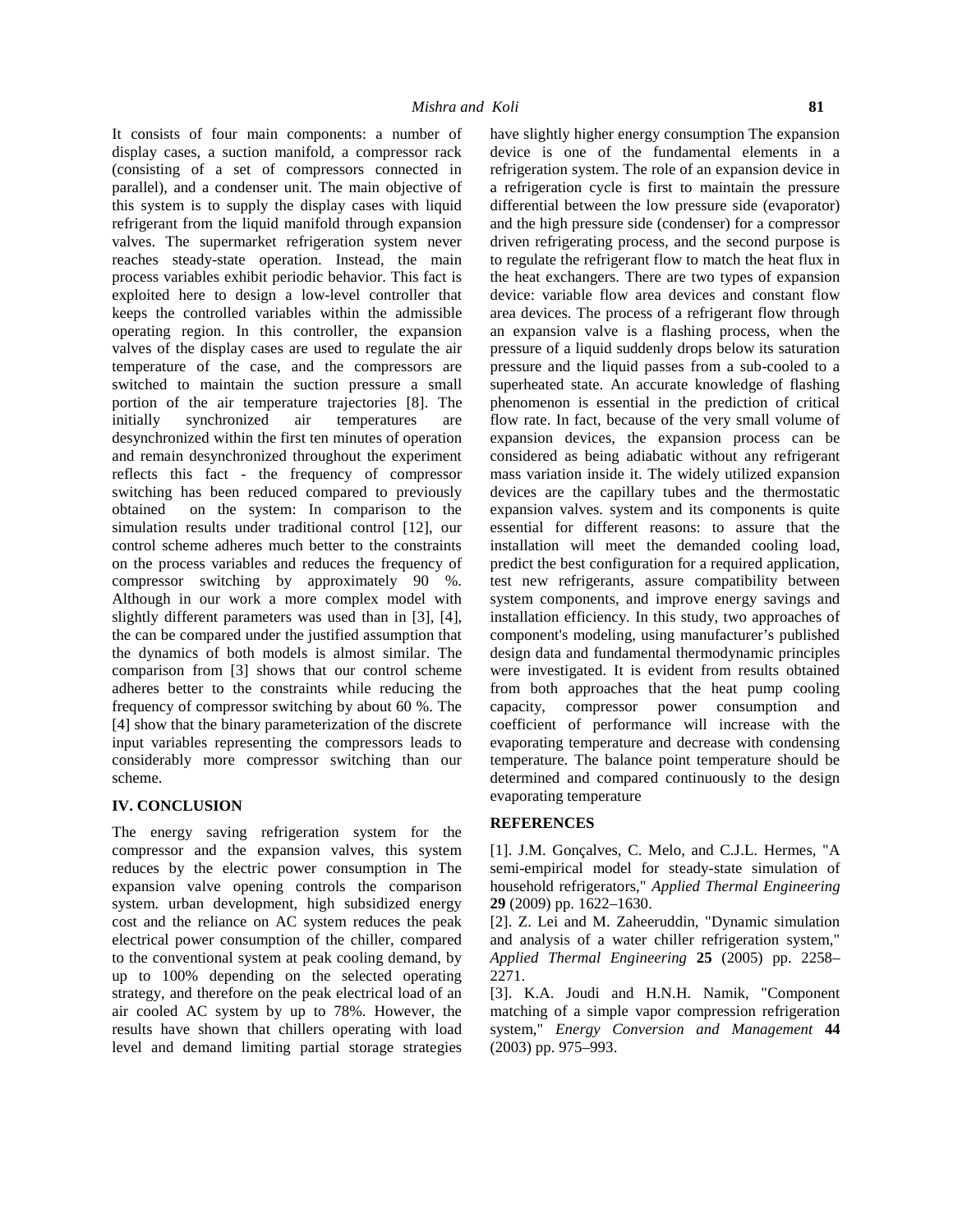It consists of four main components: a number of display cases, a suction manifold, a compressor rack (consisting of a set of compressors connected in parallel), and a condenser unit. The main objective of this system is to supply the display cases with liquid refrigerant from the liquid manifold through expansion valves. The supermarket refrigeration system never reaches steady-state operation. Instead, the main process variables exhibit periodic behavior. This fact is exploited here to design a low-level controller that keeps the controlled variables within the admissible operating region. In this controller, the expansion valves of the display cases are used to regulate the air temperature of the case, and the compressors are switched to maintain the suction pressure a small portion of the air temperature trajectories [8]. The initially synchronized air temperatures are desynchronized within the first ten minutes of operation and remain desynchronized throughout the experiment reflects this fact - the frequency of compressor switching has been reduced compared to previously obtained on the system: In comparison to the simulation results under traditional control [12], our control scheme adheres much better to the constraints on the process variables and reduces the frequency of compressor switching by approximately 90 %. Although in our work a more complex model with slightly different parameters was used than in [3], [4], the can be compared under the justified assumption that the dynamics of both models is almost similar. The comparison from [3] shows that our control scheme adheres better to the constraints while reducing the frequency of compressor switching by about 60 %. The [4] show that the binary parameterization of the discrete input variables representing the compressors leads to considerably more compressor switching than our scheme.

## IV. CONCLUSION

The energy saving refrigeration system for the compressor and the expansion valves, this system reduces by the electric power consumption in The expansion valve opening controls the comparison system. urban development, high subsidized energy cost and the reliance on AC system reduces the peak electrical power consumption of the chiller, compared to the conventional system at peak cooling demand, by up to 100% depending on the selected operating strategy, and therefore on the peak electrical load of an air cooled AC system by up to 78%. However, the results have shown that chillers operating with load level and demand limiting partial storage strategies have slightly higher energy consumption The expansion device is one of the fundamental elements in a refrigeration system. The role of an expansion device in a refrigeration cycle is first to maintain the pressure differential between the low pressure side (evaporator) and the high pressure side (condenser) for a compressor driven refrigerating process, and the second purpose is to regulate the refrigerant flow to match the heat flux in the heat exchangers. There are two types of expansion device: variable flow area devices and constant flow area devices. The process of a refrigerant flow through an expansion valve is a flashing process, when the pressure of a liquid suddenly drops below its saturation pressure and the liquid passes from a sub-cooled to a superheated state. An accurate knowledge of flashing phenomenon is essential in the prediction of critical flow rate. In fact, because of the very small volume of expansion devices, the expansion process can be considered as being adiabatic without any refrigerant mass variation inside it. The widely utilized expansion devices are the capillary tubes and the thermostatic expansion valves. system and its components is quite essential for different reasons: to assure that the installation will meet the demanded cooling load, predict the best configuration for a required application, test new refrigerants, assure compatibility between system components, and improve energy savings and installation efficiency. In this study, two approaches of component's modeling, using manufacturer's published design data and fundamental thermodynamic principles were investigated. It is evident from results obtained from both approaches that the heat pump cooling capacity, compressor power consumption and coefficient of performance will increase with the evaporating temperature and decrease with condensing temperature. The balance point temperature should be determined and compared continuously to the design evaporating temperature

## REFERENCES

[1]. J.M. Gonçalves, C. Melo, and C.J.L. Hermes, "A semi-empirical model for steady-state simulation of household refrigerators," *Applied Thermal Engineering* **29** (2009) pp. 1622–1630.

[2]. Z. Lei and M. Zaheeruddin, "Dynamic simulation and analysis of a water chiller refrigeration system," *Applied Thermal Engineering* **25** (2005) pp. 2258–2271.

[3]. K.A. Joudi and H.N.H. Namik, "Component matching of a simple vapor compression refrigeration system," *Energy Conversion and Management* **44** (2003) pp. 975–993.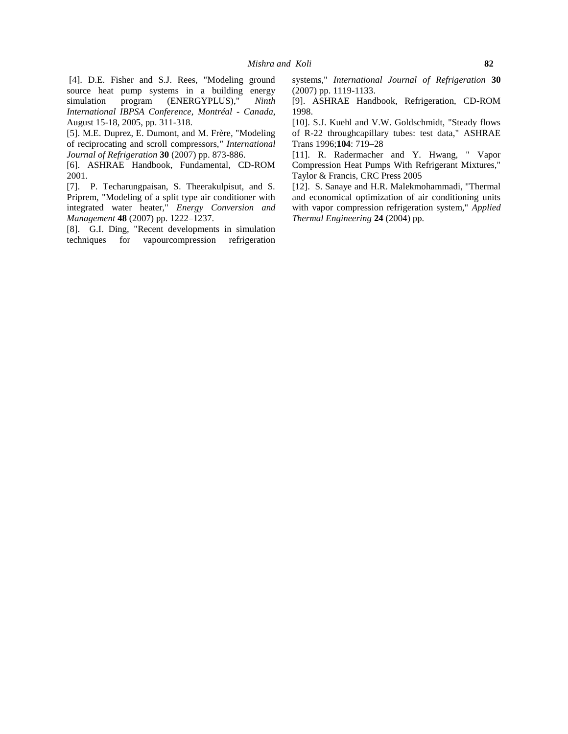[4]. D.E. Fisher and S.J. Rees, "Modeling ground source heat pump systems in a building energy simulation program (ENERGYPLUS)," *Ninth International IBPSA Conference, Montréal - Canada*, August 15-18, 2005, pp. 311-318.

[5]. M.E. Duprez, E. Dumont, and M. Frère, "Modeling of reciprocating and scroll compressors," *International Journal of Refrigeration* **30** (2007) pp. 873-886.

[6]. ASHRAE Handbook, Fundamental, CD-ROM 2001.

[7]. P. Techarungpaisan, S. Theerakulpisut, and S. Priprem, "Modeling of a split type air conditioner with integrated water heater," *Energy Conversion and Management* **48** (2007) pp. 1222–1237.

[8]. G.I. Ding, "Recent developments in simulation techniques for vapourcompression refrigeration systems," *International Journal of Refrigeration* **30** (2007) pp. 1119-1133.

[9]. ASHRAE Handbook, Refrigeration, CD-ROM 1998.

[10]. S.J. Kuehl and V.W. Goldschmidt, "Steady flows of R-22 throughcapillary tubes: test data," ASHRAE Trans 1996;**104**: 719–28

[11]. R. Radermacher and Y. Hwang, " Vapor Compression Heat Pumps With Refrigerant Mixtures," Taylor & Francis, CRC Press 2005

[12]. S. Sanaye and H.R. Malekmohammadi, "Thermal and economical optimization of air conditioning units with vapor compression refrigeration system," *Applied Thermal Engineering* **24** (2004) pp.